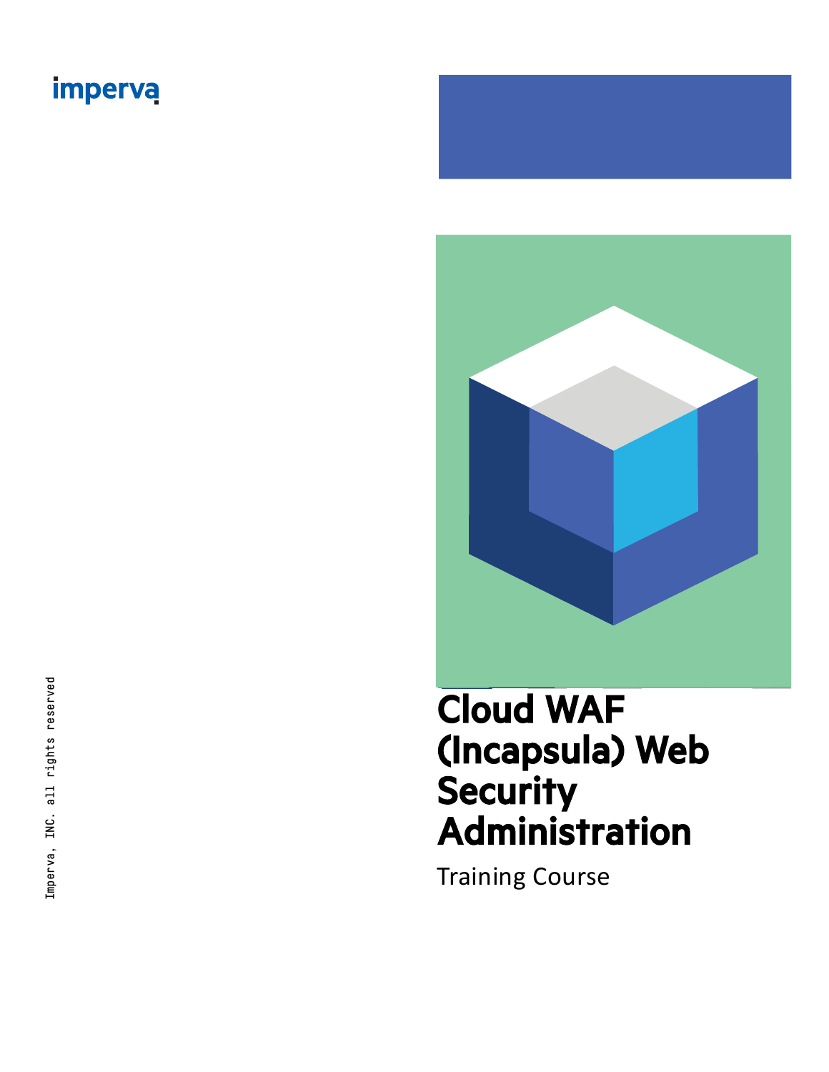imperva

# Cloud WAF (Incapsula) Web Security Administration

Training Course

Imperva, INC. all rights reserved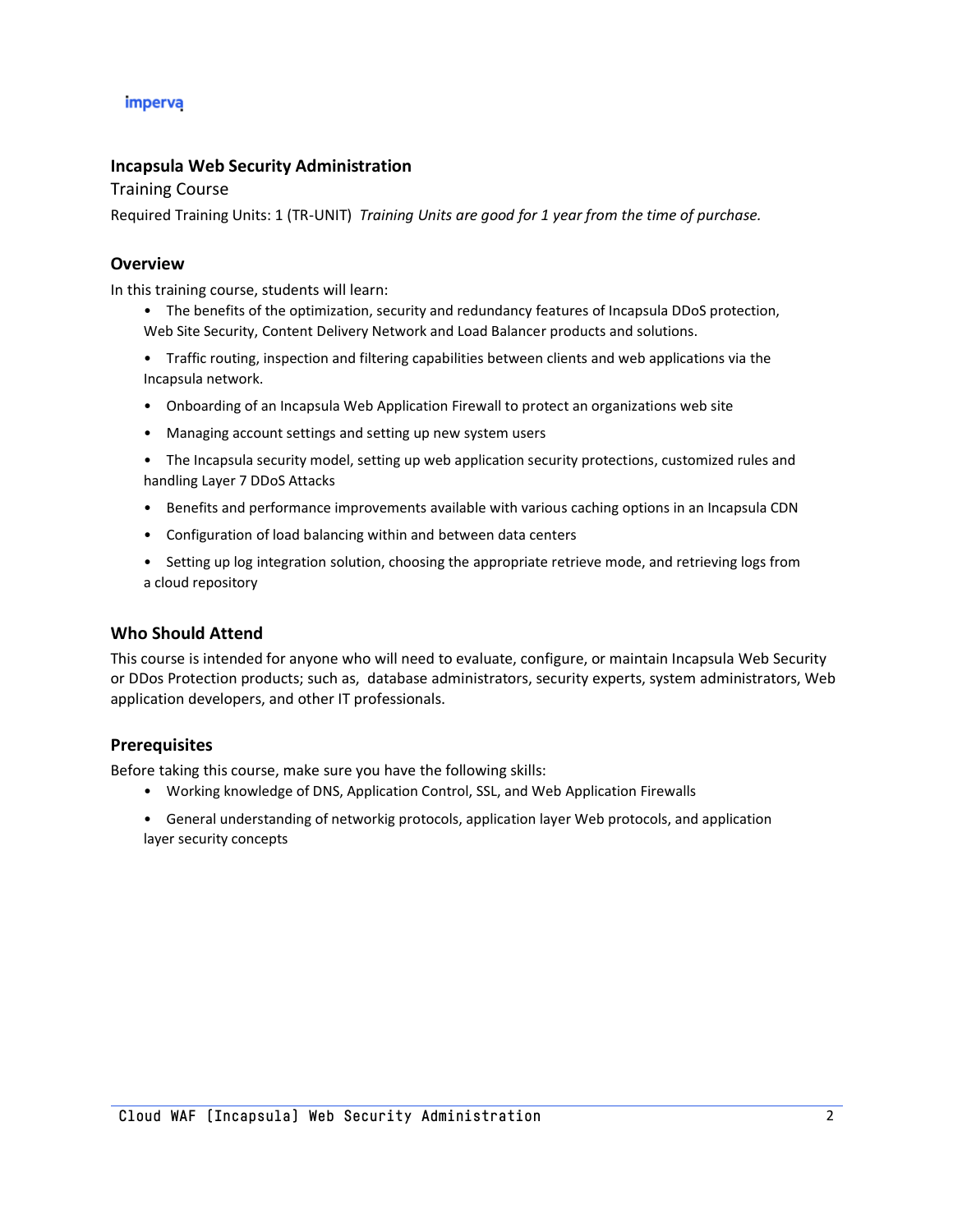imperva

## Incapsula Web Security Administration

Training Course

Required Training Units: 1 (TR-UNIT) *Training Units are good for 1 year from the time of purchase.*

### Overview

In this training course, students will learn:

- The benefits of the optimization, security and redundancy features of Incapsula DDoS protection, Web Site Security, Content Delivery Network and Load Balancer products and solutions.
- Traffic routing, inspection and filtering capabilities between clients and web applications via the Incapsula network.
- Onboarding of an Incapsula Web Application Firewall to protect an organizations web site
- Managing account settings and setting up new system users
- The Incapsula security model, setting up web application security protections, customized rules and handling Layer 7 DDoS Attacks
- Benefits and performance improvements available with various caching options in an Incapsula CDN
- Configuration of load balancing within and between data centers
- Setting up log integration solution, choosing the appropriate retrieve mode, and retrieving logs from a cloud repository

### Who Should Attend

This course is intended for anyone who will need to evaluate, configure, or maintain Incapsula Web Security or DDos Protection products; such as, database administrators, security experts, system administrators, Web application developers, and other IT professionals.

### Prerequisites

Before taking this course, make sure you have the following skills:

- Working knowledge of DNS, Application Control, SSL, and Web Application Firewalls
- General understanding of networkig protocols, application layer Web protocols, and application layer security concepts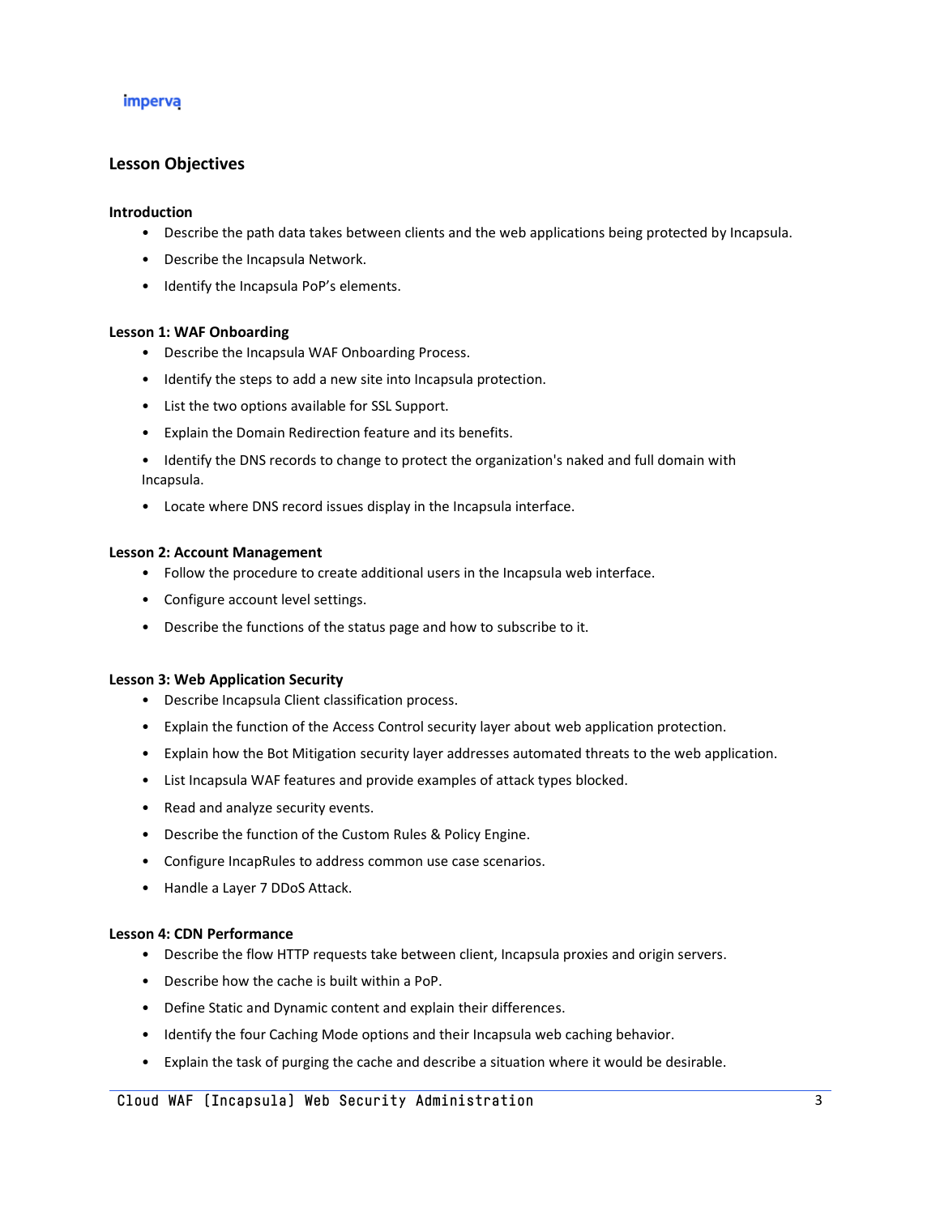## Lesson Objectives

### Introduction

- Describe the path data takes between clients and the web applications being protected by Incapsula.
- Describe the Incapsula Network.
- Identify the Incapsula PoP's elements.

### Lesson 1: WAF Onboarding

- Describe the Incapsula WAF Onboarding Process.
- Identify the steps to add a new site into Incapsula protection.
- List the two options available for SSL Support.
- Explain the Domain Redirection feature and its benefits.
- Identify the DNS records to change to protect the organization's naked and full domain with Incapsula.
- Locate where DNS record issues display in the Incapsula interface.

### Lesson 2: Account Management

- Follow the procedure to create additional users in the Incapsula web interface.
- Configure account level settings.
- Describe the functions of the status page and how to subscribe to it.

### Lesson 3: Web Application Security

- Describe Incapsula Client classification process.
- Explain the function of the Access Control security layer about web application protection.
- Explain how the Bot Mitigation security layer addresses automated threats to the web application.
- List Incapsula WAF features and provide examples of attack types blocked.
- Read and analyze security events.
- Describe the function of the Custom Rules & Policy Engine.
- Configure IncapRules to address common use case scenarios.
- Handle a Layer 7 DDoS Attack.

### Lesson 4: CDN Performance

- Describe the flow HTTP requests take between client, Incapsula proxies and origin servers.
- Describe how the cache is built within a PoP.
- Define Static and Dynamic content and explain their differences.
- Identify the four Caching Mode options and their Incapsula web caching behavior.
- Explain the task of purging the cache and describe a situation where it would be desirable.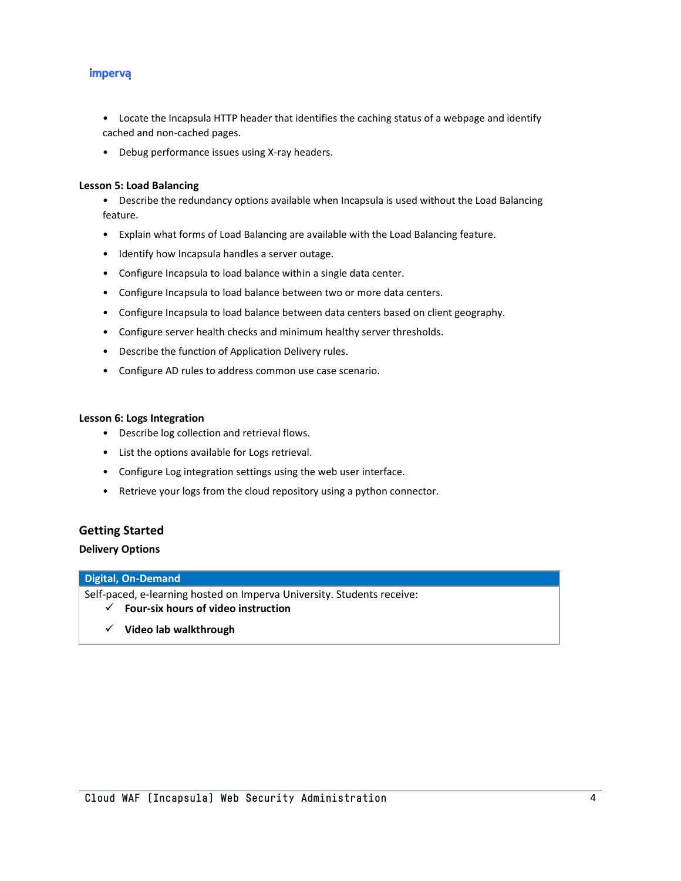- Locate the Incapsula HTTP header that identifies the caching status of a webpage and identify cached and non-cached pages.
- Debug performance issues using X-ray headers.

**Lesson 5: Load Balancing**

- Describe the redundancy options available when Incapsula is used without the Load Balancing feature.
- Explain what forms of Load Balancing are available with the Load Balancing feature.
- Identify how Incapsula handles a server outage.
- Configure Incapsula to load balance within a single data center.
- Configure Incapsula to load balance between two or more data centers.
- Configure Incapsula to load balance between data centers based on client geography.
- Configure server health checks and minimum healthy server thresholds.
- Describe the function of Application Delivery rules.
- Configure AD rules to address common use case scenario.

**Lesson 6: Logs Integration**

- Describe log collection and retrieval flows.
- List the options available for Logs retrieval.
- Configure Log integration settings using the web user interface.
- Retrieve your logs from the cloud repository using a python connector.

## Getting Started

**Delivery Options**

| Digital, On-Demand |
| --- |
| Self-paced, e-learning hosted on Imperva University. Students receive:<br>✓ **Four-six hours of video instruction**<br>✓ **Video lab walkthrough** |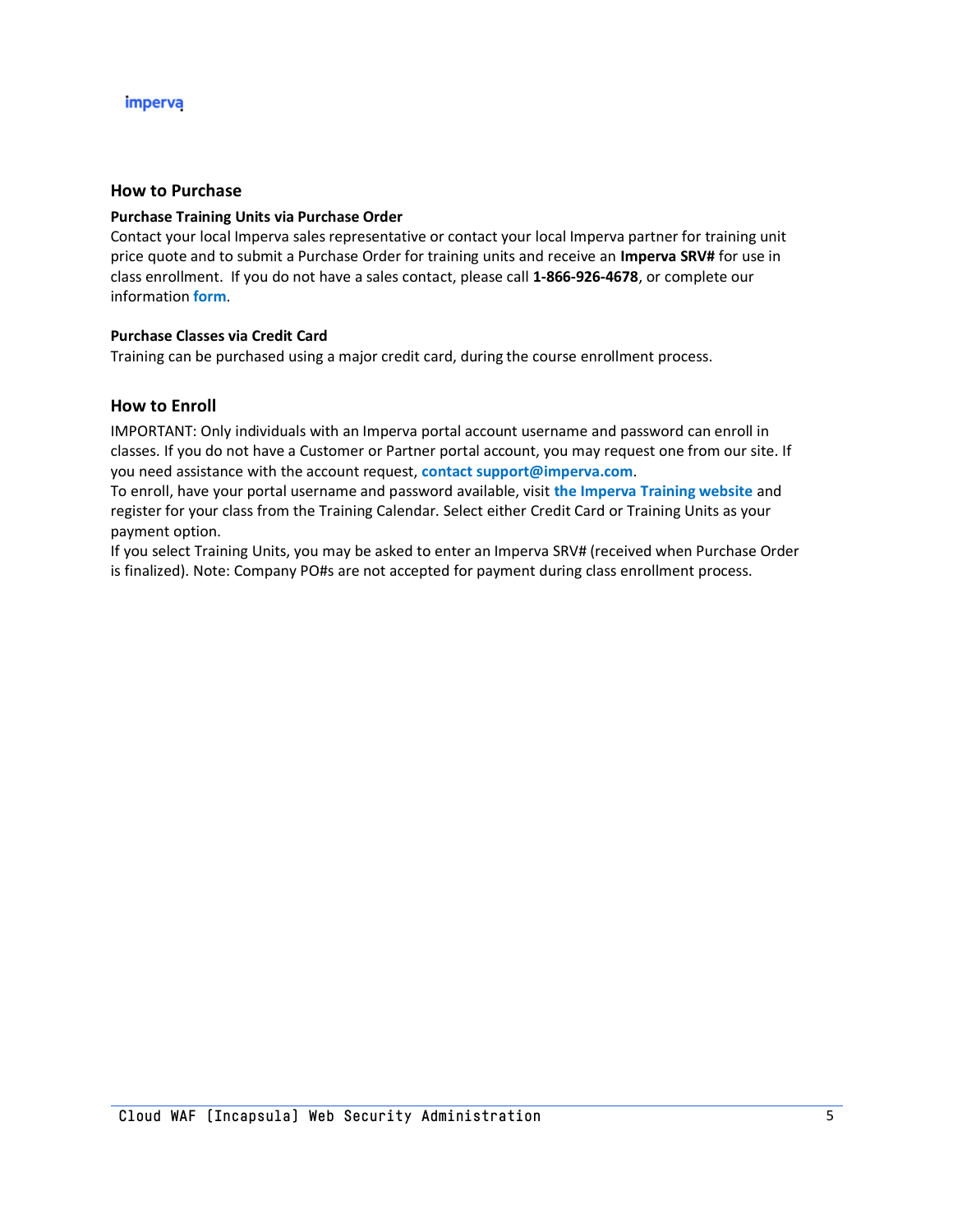## How to Purchase

### Purchase Training Units via Purchase Order

Contact your local Imperva sales representative or contact your local Imperva partner for training unit price quote and to submit a Purchase Order for training units and receive an **Imperva SRV#** for use in class enrollment. If you do not have a sales contact, please call **1-866-926-4678**, or complete our information **form**.

### Purchase Classes via Credit Card

Training can be purchased using a major credit card, during the course enrollment process.

## How to Enroll

IMPORTANT: Only individuals with an Imperva portal account username and password can enroll in classes. If you do not have a Customer or Partner portal account, you may request one from our site. If you need assistance with the account request, **contact support@imperva.com**.

To enroll, have your portal username and password available, visit **the Imperva Training website** and register for your class from the Training Calendar. Select either Credit Card or Training Units as your payment option.

If you select Training Units, you may be asked to enter an Imperva SRV# (received when Purchase Order is finalized). Note: Company PO#s are not accepted for payment during class enrollment process.